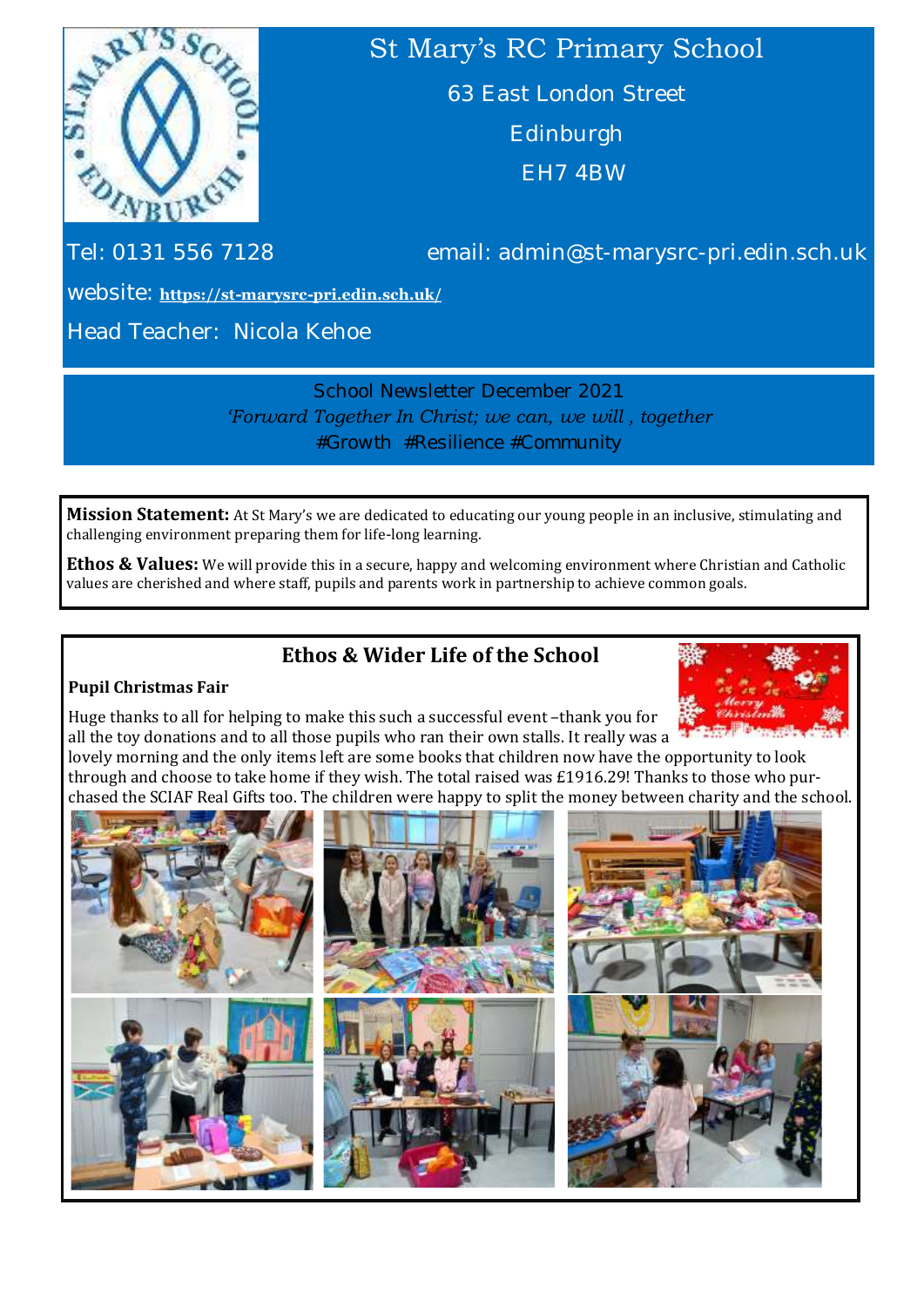# St Mary's RC Primary School

63 East London Street

Edinburgh

EH7 4BW

Tel: 0131 556 7128

email: admin@st-marysrc-pri.edin.sch.uk

website: **https://st-marysrc-pri.edin.sch.uk/**

Head Teacher: Nicola Kehoe

School Newsletter December 2021

*'Forward Together In Christ; we can, we will , together*

#Growth #Resilience #Community

**Mission Statement:** At St Mary's we are dedicated to educating our young people in an inclusive, stimulating and challenging environment preparing them for life-long learning.

**Ethos & Values:** We will provide this in a secure, happy and welcoming environment where Christian and Catholic values are cherished and where staff, pupils and parents work in partnership to achieve common goals.

## Ethos & Wider Life of the School

**Pupil Christmas Fair**

Huge thanks to all for helping to make this such a successful event –thank you for all the toy donations and to all those pupils who ran their own stalls. It really was a lovely morning and the only items left are some books that children now have the opportunity to look through and choose to take home if they wish. The total raised was £1916.29! Thanks to those who purchased the SCIAF Real Gifts too. The children were happy to split the money between charity and the school.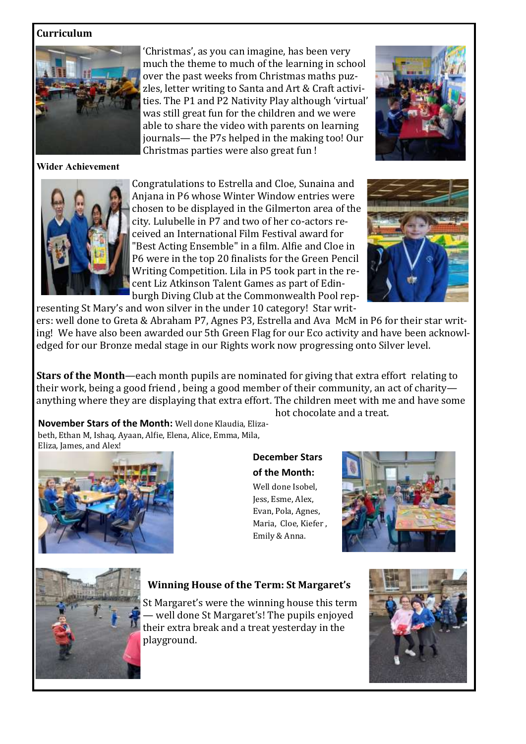## Curriculum

'Christmas', as you can imagine, has been very much the theme to much of the learning in school over the past weeks from Christmas maths puzzles, letter writing to Santa and Art & Craft activities. The P1 and P2 Nativity Play although 'virtual' was still great fun for the children and we were able to share the video with parents on learning journals— the P7s helped in the making too! Our Christmas parties were also great fun !

## Wider Achievement

Congratulations to Estrella and Cloe, Sunaina and Anjana in P6 whose Winter Window entries were chosen to be displayed in the Gilmerton area of the city. Lulubelle in P7 and two of her co-actors received an International Film Festival award for "Best Acting Ensemble" in a film. Alfie and Cloe in P6 were in the top 20 finalists for the Green Pencil Writing Competition. Lila in P5 took part in the recent Liz Atkinson Talent Games as part of Edinburgh Diving Club at the Commonwealth Pool representing St Mary's and won silver in the under 10 category! Star writers: well done to Greta & Abraham P7, Agnes P3, Estrella and Ava McM in P6 for their star writing! We have also been awarded our 5th Green Flag for our Eco activity and have been acknowledged for our Bronze medal stage in our Rights work now progressing onto Silver level.

**Stars of the Month**—each month pupils are nominated for giving that extra effort relating to their work, being a good friend , being a good member of their community, an act of charity—anything where they are displaying that extra effort. The children meet with me and have some hot chocolate and a treat.

**November Stars of the Month:** Well done Klaudia, Elizabeth, Ethan M, Ishaq, Ayaan, Alfie, Elena, Alice, Emma, Mila, Eliza, James, and Alex!

**December Stars of the Month:** Well done Isobel, Jess, Esme, Alex, Evan, Pola, Agnes, Maria, Cloe, Kiefer , Emily & Anna.

## Winning House of the Term: St Margaret's

St Margaret's were the winning house this term — well done St Margaret's! The pupils enjoyed their extra break and a treat yesterday in the playground.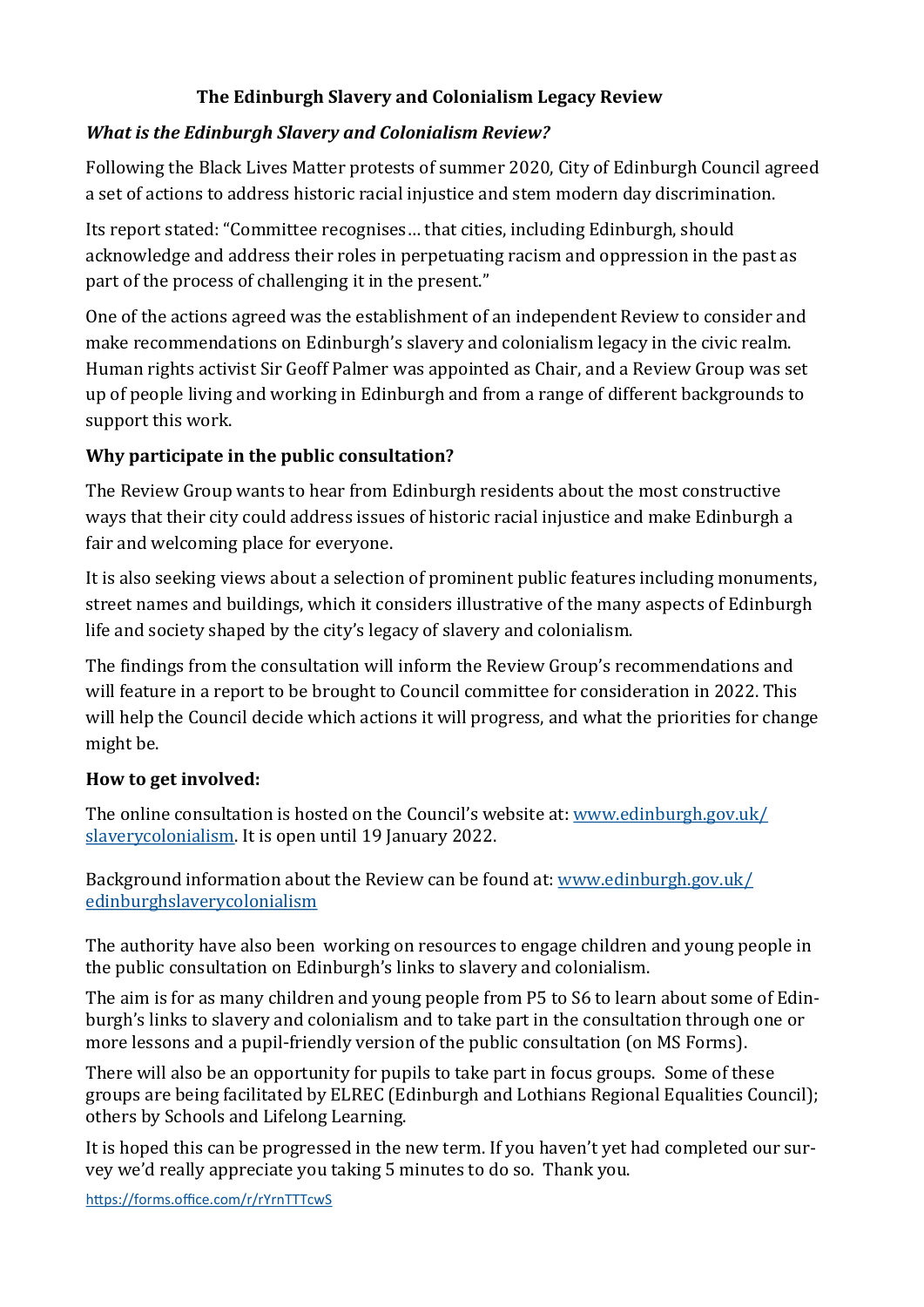**The Edinburgh Slavery and Colonialism Legacy Review**

***What is the Edinburgh Slavery and Colonialism Review?***

Following the Black Lives Matter protests of summer 2020, City of Edinburgh Council agreed a set of actions to address historic racial injustice and stem modern day discrimination.

Its report stated: "Committee recognises… that cities, including Edinburgh, should acknowledge and address their roles in perpetuating racism and oppression in the past as part of the process of challenging it in the present."

One of the actions agreed was the establishment of an independent Review to consider and make recommendations on Edinburgh's slavery and colonialism legacy in the civic realm. Human rights activist Sir Geoff Palmer was appointed as Chair, and a Review Group was set up of people living and working in Edinburgh and from a range of different backgrounds to support this work.

**Why participate in the public consultation?**

The Review Group wants to hear from Edinburgh residents about the most constructive ways that their city could address issues of historic racial injustice and make Edinburgh a fair and welcoming place for everyone.

It is also seeking views about a selection of prominent public features including monuments, street names and buildings, which it considers illustrative of the many aspects of Edinburgh life and society shaped by the city's legacy of slavery and colonialism.

The findings from the consultation will inform the Review Group's recommendations and will feature in a report to be brought to Council committee for consideration in 2022. This will help the Council decide which actions it will progress, and what the priorities for change might be.

**How to get involved:**

The online consultation is hosted on the Council's website at: [www.edinburgh.gov.uk/slaverycolonialism](www.edinburgh.gov.uk/slaverycolonialism). It is open until 19 January 2022.

Background information about the Review can be found at: [www.edinburgh.gov.uk/edinburghslaverycolonialism](www.edinburgh.gov.uk/edinburghslaverycolonialism)

The authority have also been working on resources to engage children and young people in the public consultation on Edinburgh's links to slavery and colonialism.

The aim is for as many children and young people from P5 to S6 to learn about some of Edinburgh's links to slavery and colonialism and to take part in the consultation through one or more lessons and a pupil-friendly version of the public consultation (on MS Forms).

There will also be an opportunity for pupils to take part in focus groups. Some of these groups are being facilitated by ELREC (Edinburgh and Lothians Regional Equalities Council); others by Schools and Lifelong Learning.

It is hoped this can be progressed in the new term. If you haven't yet had completed our survey we'd really appreciate you taking 5 minutes to do so. Thank you.

[https://forms.office.com/r/rYrnTTTcwS](https://forms.office.com/r/rYrnTTTcwS)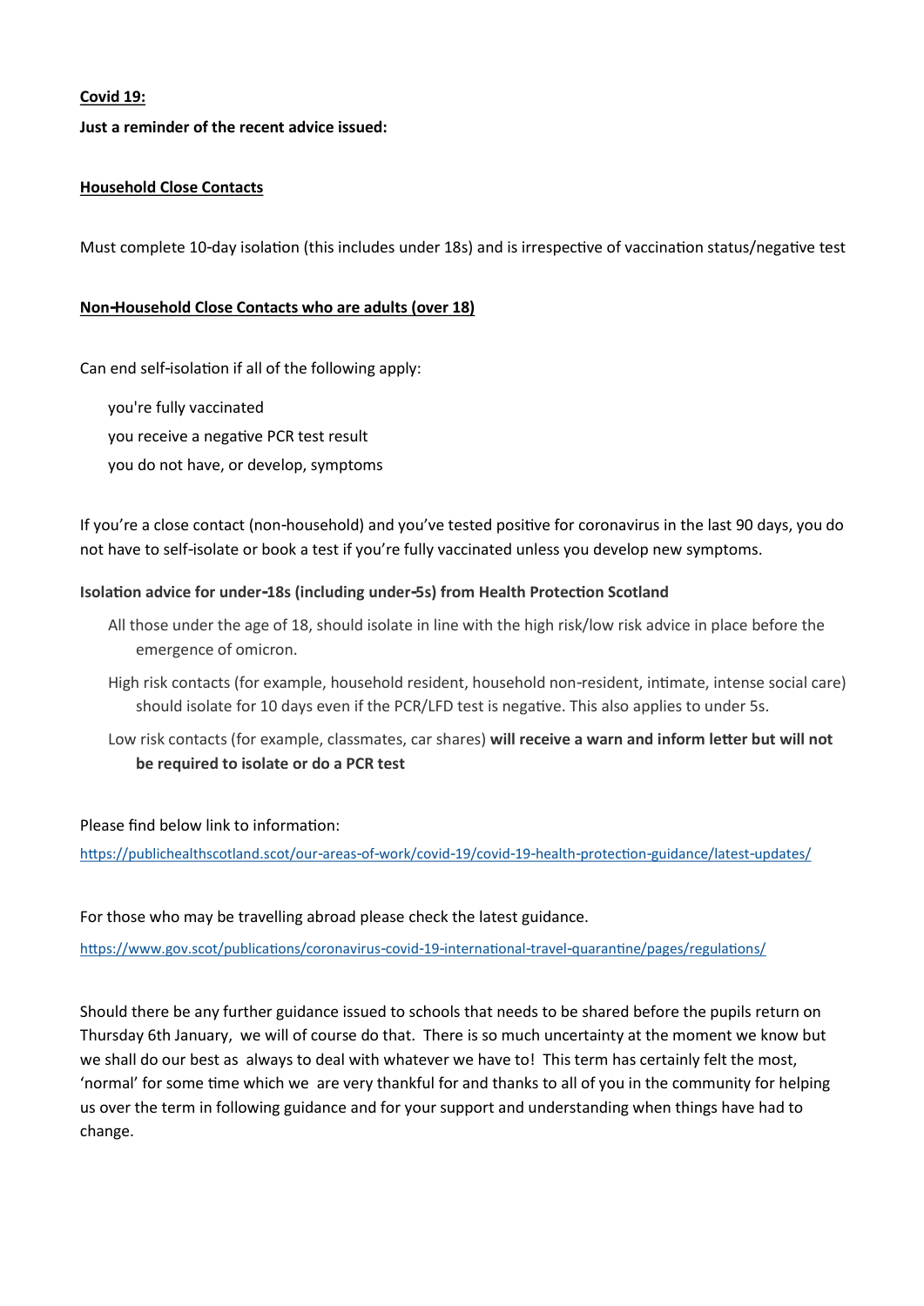**<u>Covid 19:</u>**

**Just a reminder of the recent advice issued:**

**<u>Household Close Contacts</u>**

Must complete 10-day isolation (this includes under 18s) and is irrespective of vaccination status/negative test

**<u>Non-Household Close Contacts who are adults (over 18)</u>**

Can end self-isolation if all of the following apply:

- you're fully vaccinated
- you receive a negative PCR test result
- you do not have, or develop, symptoms

If you're a close contact (non-household) and you've tested positive for coronavirus in the last 90 days, you do not have to self-isolate or book a test if you're fully vaccinated unless you develop new symptoms.

**Isolation advice for under-18s (including under-5s) from Health Protection Scotland**

- All those under the age of 18, should isolate in line with the high risk/low risk advice in place before the emergence of omicron.
- High risk contacts (for example, household resident, household non-resident, intimate, intense social care) should isolate for 10 days even if the PCR/LFD test is negative. This also applies to under 5s.
- Low risk contacts (for example, classmates, car shares) **will receive a warn and inform letter but will not be required to isolate or do a PCR test**

Please find below link to information:

https://publichealthscotland.scot/our-areas-of-work/covid-19/covid-19-health-protection-guidance/latest-updates/

For those who may be travelling abroad please check the latest guidance.

https://www.gov.scot/publications/coronavirus-covid-19-international-travel-quarantine/pages/regulations/

Should there be any further guidance issued to schools that needs to be shared before the pupils return on Thursday 6th January, we will of course do that. There is so much uncertainty at the moment we know but we shall do our best as always to deal with whatever we have to! This term has certainly felt the most, 'normal' for some time which we are very thankful for and thanks to all of you in the community for helping us over the term in following guidance and for your support and understanding when things have had to change.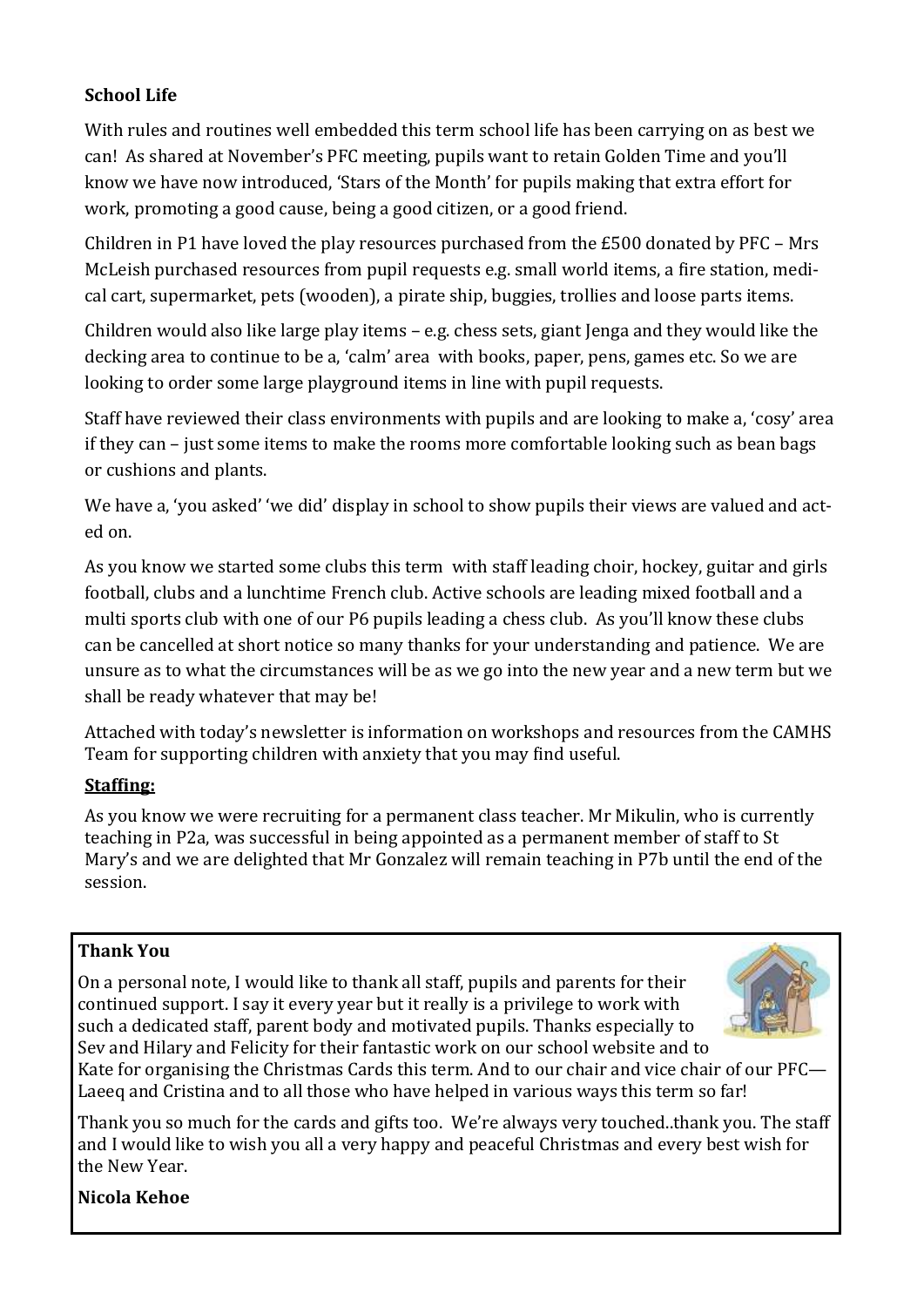**School Life**

With rules and routines well embedded this term school life has been carrying on as best we can! As shared at November's PFC meeting, pupils want to retain Golden Time and you'll know we have now introduced, 'Stars of the Month' for pupils making that extra effort for work, promoting a good cause, being a good citizen, or a good friend.

Children in P1 have loved the play resources purchased from the £500 donated by PFC – Mrs McLeish purchased resources from pupil requests e.g. small world items, a fire station, medical cart, supermarket, pets (wooden), a pirate ship, buggies, trollies and loose parts items.

Children would also like large play items – e.g. chess sets, giant Jenga and they would like the decking area to continue to be a, 'calm' area with books, paper, pens, games etc. So we are looking to order some large playground items in line with pupil requests.

Staff have reviewed their class environments with pupils and are looking to make a, 'cosy' area if they can – just some items to make the rooms more comfortable looking such as bean bags or cushions and plants.

We have a, 'you asked' 'we did' display in school to show pupils their views are valued and acted on.

As you know we started some clubs this term with staff leading choir, hockey, guitar and girls football, clubs and a lunchtime French club. Active schools are leading mixed football and a multi sports club with one of our P6 pupils leading a chess club. As you'll know these clubs can be cancelled at short notice so many thanks for your understanding and patience. We are unsure as to what the circumstances will be as we go into the new year and a new term but we shall be ready whatever that may be!

Attached with today's newsletter is information on workshops and resources from the CAMHS Team for supporting children with anxiety that you may find useful.

**Staffing:**

As you know we were recruiting for a permanent class teacher. Mr Mikulin, who is currently teaching in P2a, was successful in being appointed as a permanent member of staff to St Mary's and we are delighted that Mr Gonzalez will remain teaching in P7b until the end of the session.

**Thank You**

On a personal note, I would like to thank all staff, pupils and parents for their continued support. I say it every year but it really is a privilege to work with such a dedicated staff, parent body and motivated pupils. Thanks especially to Sev and Hilary and Felicity for their fantastic work on our school website and to Kate for organising the Christmas Cards this term. And to our chair and vice chair of our PFC—Laeeq and Cristina and to all those who have helped in various ways this term so far!

Thank you so much for the cards and gifts too. We're always very touched..thank you. The staff and I would like to wish you all a very happy and peaceful Christmas and every best wish for the New Year.

**Nicola Kehoe**